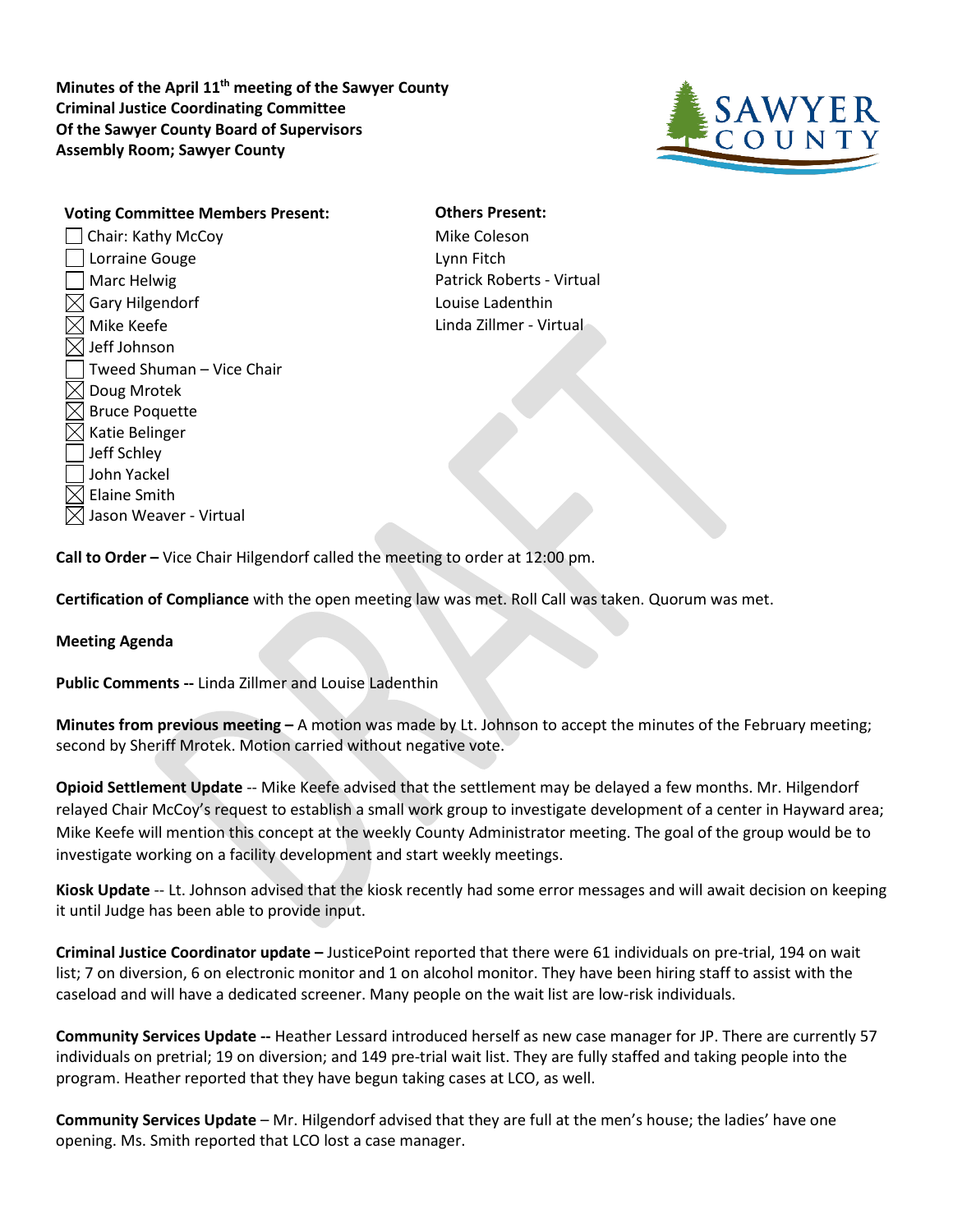**Minutes of the April 11th meeting of the Sawyer County Criminal Justice Coordinating Committee Of the Sawyer County Board of Supervisors Assembly Room; Sawyer County**

**Voting Committee Members Present:**

- ☐ Chair: Kathy McCoy
- ☐ Lorraine Gouge
- ☐ Marc Helwig
- ☒ Gary Hilgendorf
- ☒ Mike Keefe
- ☒ Jeff Johnson
- ☐ Tweed Shuman – Vice Chair
- ☒ Doug Mrotek
- ☒ Bruce Poquette
- ☒ Katie Belinger
- ☐ Jeff Schley
- ☐ John Yackel
- ☒ Elaine Smith
- ☒ Jason Weaver - Virtual

**Others Present:**

Mike Coleson
Lynn Fitch
Patrick Roberts - Virtual
Louise Ladenthin
Linda Zillmer - Virtual

**Call to Order –** Vice Chair Hilgendorf called the meeting to order at 12:00 pm.

**Certification of Compliance** with the open meeting law was met. Roll Call was taken. Quorum was met.

**Meeting Agenda**

**Public Comments --** Linda Zillmer and Louise Ladenthin

**Minutes from previous meeting –** A motion was made by Lt. Johnson to accept the minutes of the February meeting; second by Sheriff Mrotek. Motion carried without negative vote.

**Opioid Settlement Update** -- Mike Keefe advised that the settlement may be delayed a few months. Mr. Hilgendorf relayed Chair McCoy's request to establish a small work group to investigate development of a center in Hayward area; Mike Keefe will mention this concept at the weekly County Administrator meeting. The goal of the group would be to investigate working on a facility development and start weekly meetings.

**Kiosk Update** -- Lt. Johnson advised that the kiosk recently had some error messages and will await decision on keeping it until Judge has been able to provide input.

**Criminal Justice Coordinator update –** JusticePoint reported that there were 61 individuals on pre-trial, 194 on wait list; 7 on diversion, 6 on electronic monitor and 1 on alcohol monitor. They have been hiring staff to assist with the caseload and will have a dedicated screener. Many people on the wait list are low-risk individuals.

**Community Services Update --** Heather Lessard introduced herself as new case manager for JP. There are currently 57 individuals on pretrial; 19 on diversion; and 149 pre-trial wait list. They are fully staffed and taking people into the program. Heather reported that they have begun taking cases at LCO, as well.

**Community Services Update** – Mr. Hilgendorf advised that they are full at the men's house; the ladies' have one opening. Ms. Smith reported that LCO lost a case manager.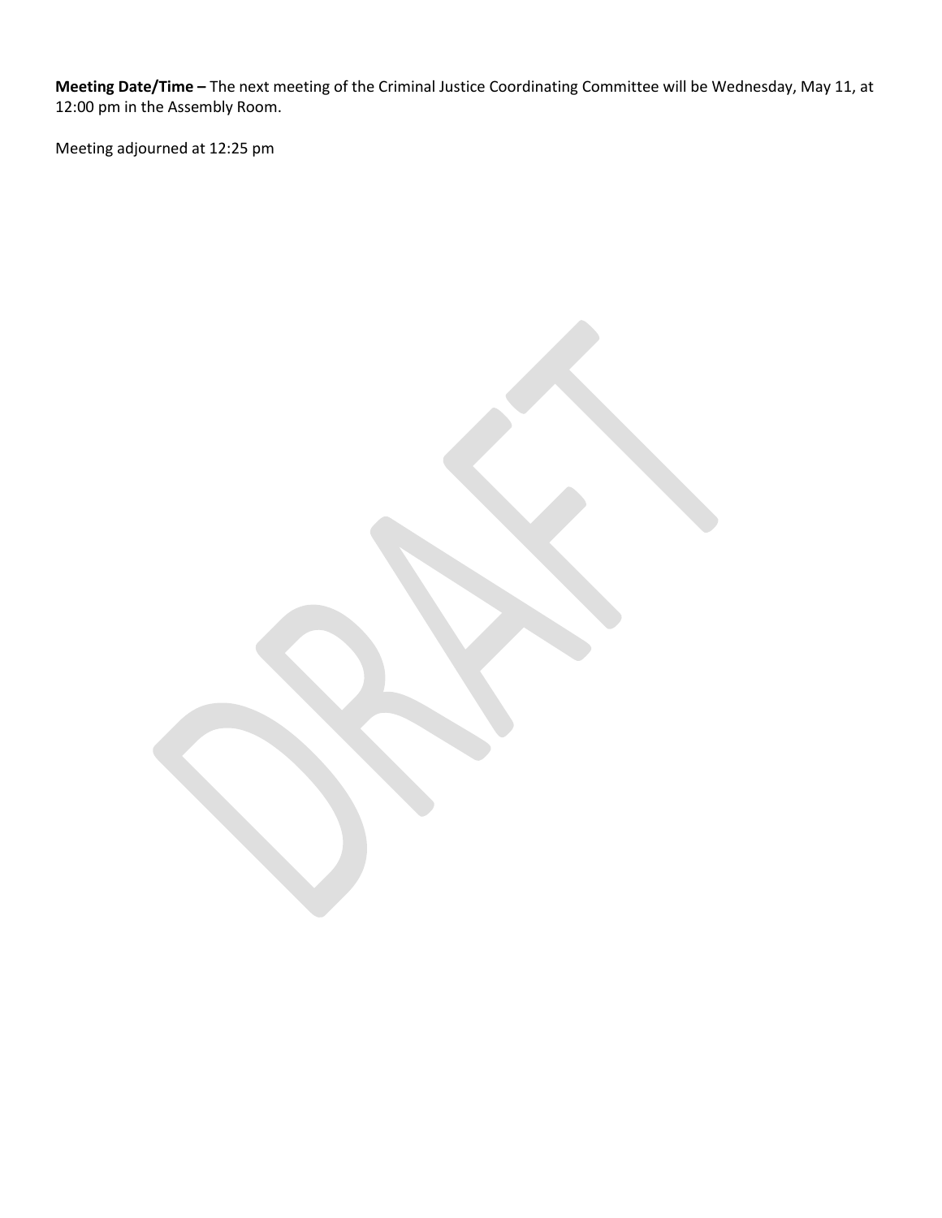**Meeting Date/Time –** The next meeting of the Criminal Justice Coordinating Committee will be Wednesday, May 11, at 12:00 pm in the Assembly Room.

Meeting adjourned at 12:25 pm